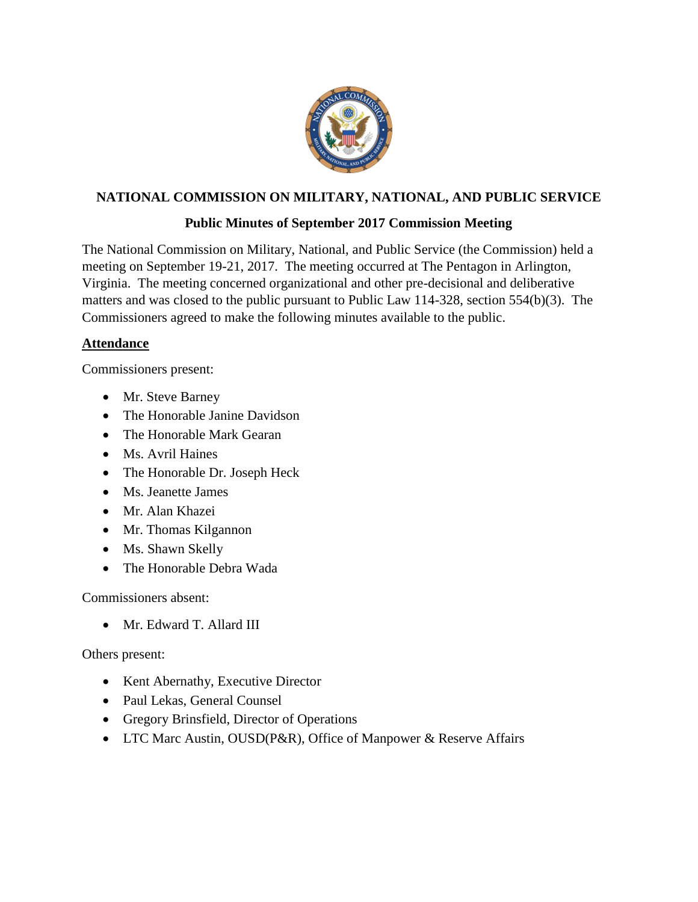# NATIONAL COMMISSION ON MILITARY, NATIONAL, AND PUBLIC SERVICE

## Public Minutes of September 2017 Commission Meeting

The National Commission on Military, National, and Public Service (the Commission) held a meeting on September 19-21, 2017. The meeting occurred at The Pentagon in Arlington, Virginia. The meeting concerned organizational and other pre-decisional and deliberative matters and was closed to the public pursuant to Public Law 114-328, section 554(b)(3). The Commissioners agreed to make the following minutes available to the public.

### Attendance

Commissioners present:

- Mr. Steve Barney
- The Honorable Janine Davidson
- The Honorable Mark Gearan
- Ms. Avril Haines
- The Honorable Dr. Joseph Heck
- Ms. Jeanette James
- Mr. Alan Khazei
- Mr. Thomas Kilgannon
- Ms. Shawn Skelly
- The Honorable Debra Wada

Commissioners absent:

- Mr. Edward T. Allard III

Others present:

- Kent Abernathy, Executive Director
- Paul Lekas, General Counsel
- Gregory Brinsfield, Director of Operations
- LTC Marc Austin, OUSD(P&R), Office of Manpower & Reserve Affairs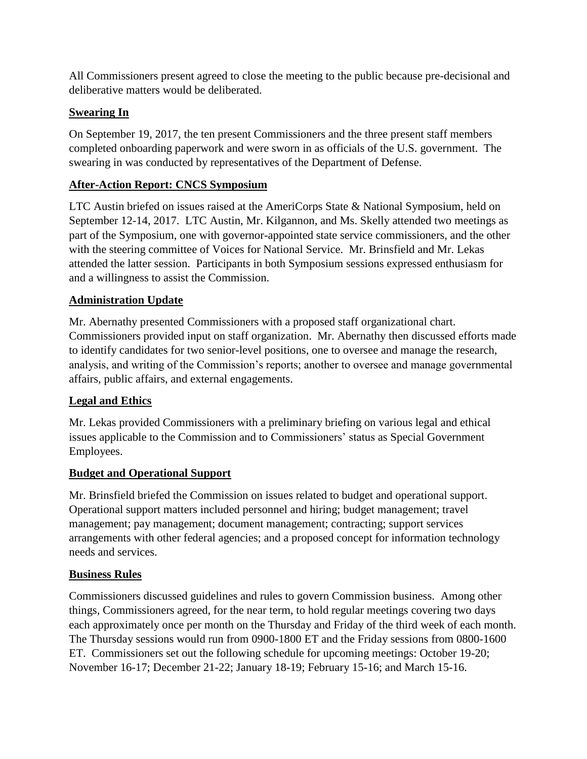All Commissioners present agreed to close the meeting to the public because pre-decisional and deliberative matters would be deliberated.

## Swearing In

On September 19, 2017, the ten present Commissioners and the three present staff members completed onboarding paperwork and were sworn in as officials of the U.S. government. The swearing in was conducted by representatives of the Department of Defense.

## After-Action Report: CNCS Symposium

LTC Austin briefed on issues raised at the AmeriCorps State & National Symposium, held on September 12-14, 2017. LTC Austin, Mr. Kilgannon, and Ms. Skelly attended two meetings as part of the Symposium, one with governor-appointed state service commissioners, and the other with the steering committee of Voices for National Service. Mr. Brinsfield and Mr. Lekas attended the latter session. Participants in both Symposium sessions expressed enthusiasm for and a willingness to assist the Commission.

## Administration Update

Mr. Abernathy presented Commissioners with a proposed staff organizational chart. Commissioners provided input on staff organization. Mr. Abernathy then discussed efforts made to identify candidates for two senior-level positions, one to oversee and manage the research, analysis, and writing of the Commission's reports; another to oversee and manage governmental affairs, public affairs, and external engagements.

## Legal and Ethics

Mr. Lekas provided Commissioners with a preliminary briefing on various legal and ethical issues applicable to the Commission and to Commissioners' status as Special Government Employees.

## Budget and Operational Support

Mr. Brinsfield briefed the Commission on issues related to budget and operational support. Operational support matters included personnel and hiring; budget management; travel management; pay management; document management; contracting; support services arrangements with other federal agencies; and a proposed concept for information technology needs and services.

## Business Rules

Commissioners discussed guidelines and rules to govern Commission business. Among other things, Commissioners agreed, for the near term, to hold regular meetings covering two days each approximately once per month on the Thursday and Friday of the third week of each month. The Thursday sessions would run from 0900-1800 ET and the Friday sessions from 0800-1600 ET. Commissioners set out the following schedule for upcoming meetings: October 19-20; November 16-17; December 21-22; January 18-19; February 15-16; and March 15-16.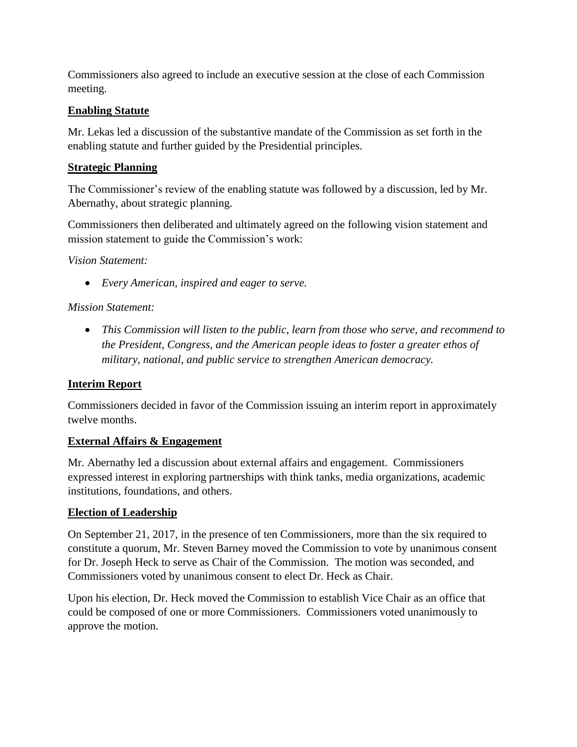Commissioners also agreed to include an executive session at the close of each Commission meeting.

## Enabling Statute

Mr. Lekas led a discussion of the substantive mandate of the Commission as set forth in the enabling statute and further guided by the Presidential principles.

## Strategic Planning

The Commissioner's review of the enabling statute was followed by a discussion, led by Mr. Abernathy, about strategic planning.

Commissioners then deliberated and ultimately agreed on the following vision statement and mission statement to guide the Commission's work:

*Vision Statement:*

- *Every American, inspired and eager to serve.*

*Mission Statement:*

- *This Commission will listen to the public, learn from those who serve, and recommend to the President, Congress, and the American people ideas to foster a greater ethos of military, national, and public service to strengthen American democracy.*

## Interim Report

Commissioners decided in favor of the Commission issuing an interim report in approximately twelve months.

## External Affairs & Engagement

Mr. Abernathy led a discussion about external affairs and engagement. Commissioners expressed interest in exploring partnerships with think tanks, media organizations, academic institutions, foundations, and others.

## Election of Leadership

On September 21, 2017, in the presence of ten Commissioners, more than the six required to constitute a quorum, Mr. Steven Barney moved the Commission to vote by unanimous consent for Dr. Joseph Heck to serve as Chair of the Commission. The motion was seconded, and Commissioners voted by unanimous consent to elect Dr. Heck as Chair.

Upon his election, Dr. Heck moved the Commission to establish Vice Chair as an office that could be composed of one or more Commissioners. Commissioners voted unanimously to approve the motion.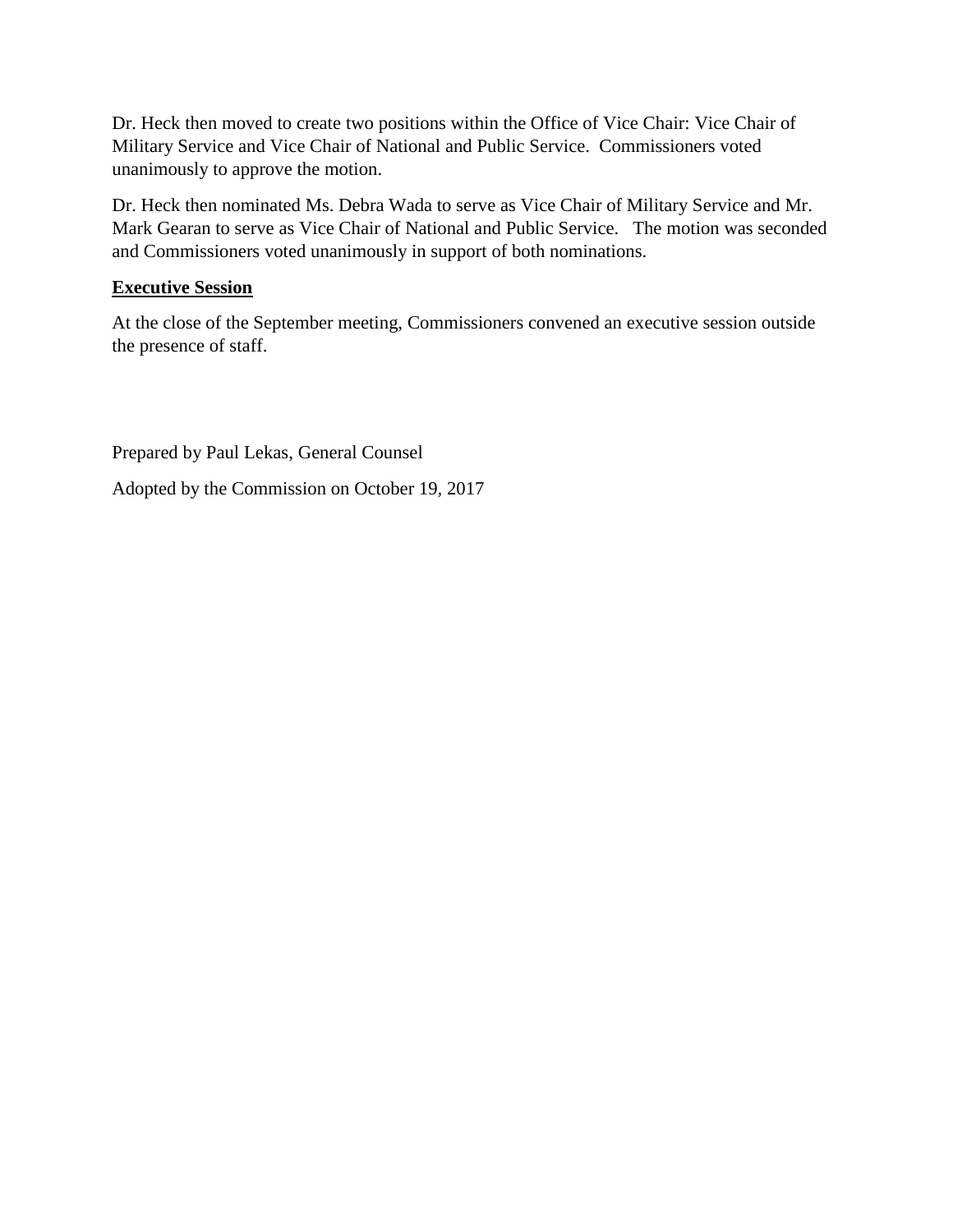Dr. Heck then moved to create two positions within the Office of Vice Chair: Vice Chair of Military Service and Vice Chair of National and Public Service. Commissioners voted unanimously to approve the motion.

Dr. Heck then nominated Ms. Debra Wada to serve as Vice Chair of Military Service and Mr. Mark Gearan to serve as Vice Chair of National and Public Service. The motion was seconded and Commissioners voted unanimously in support of both nominations.

**Executive Session**

At the close of the September meeting, Commissioners convened an executive session outside the presence of staff.

Prepared by Paul Lekas, General Counsel

Adopted by the Commission on October 19, 2017